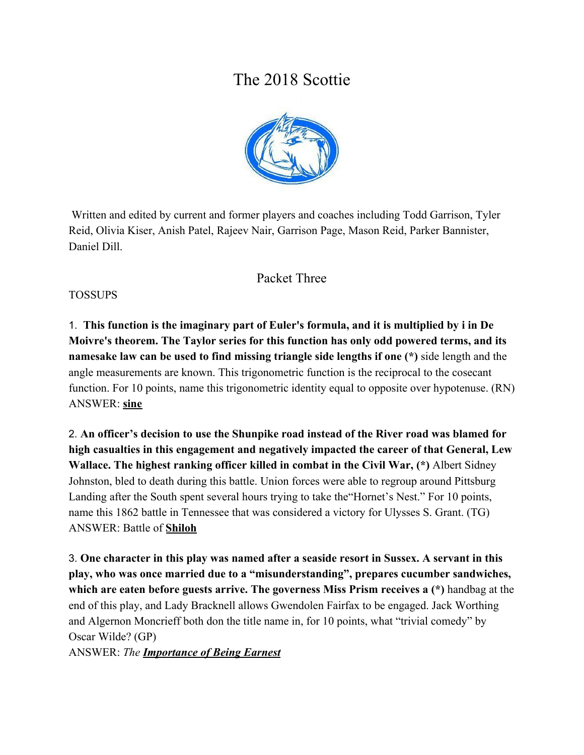# The 2018 Scottie

Written and edited by current and former players and coaches including Todd Garrison, Tyler Reid, Olivia Kiser, Anish Patel, Rajeev Nair, Garrison Page, Mason Reid, Parker Bannister, Daniel Dill.

## Packet Three

TOSSUPS

1. **This function is the imaginary part of Euler's formula, and it is multiplied by i in De Moivre's theorem. The Taylor series for this function has only odd powered terms, and its namesake law can be used to find missing triangle side lengths if one (*)** side length and the angle measurements are known. This trigonometric function is the reciprocal to the cosecant function. For 10 points, name this trigonometric identity equal to opposite over hypotenuse. (RN)
ANSWER: **sine**

2. **An officer's decision to use the Shunpike road instead of the River road was blamed for high casualties in this engagement and negatively impacted the career of that General, Lew Wallace. The highest ranking officer killed in combat in the Civil War, (*)** Albert Sidney Johnston, bled to death during this battle. Union forces were able to regroup around Pittsburg Landing after the South spent several hours trying to take the"Hornet's Nest." For 10 points, name this 1862 battle in Tennessee that was considered a victory for Ulysses S. Grant. (TG)
ANSWER: Battle of **Shiloh**

3. **One character in this play was named after a seaside resort in Sussex. A servant in this play, who was once married due to a "misunderstanding", prepares cucumber sandwiches, which are eaten before guests arrive. The governess Miss Prism receives a (*)** handbag at the end of this play, and Lady Bracknell allows Gwendolen Fairfax to be engaged. Jack Worthing and Algernon Moncrieff both don the title name in, for 10 points, what "trivial comedy" by Oscar Wilde? (GP)
ANSWER: *The* ***Importance of Being Earnest***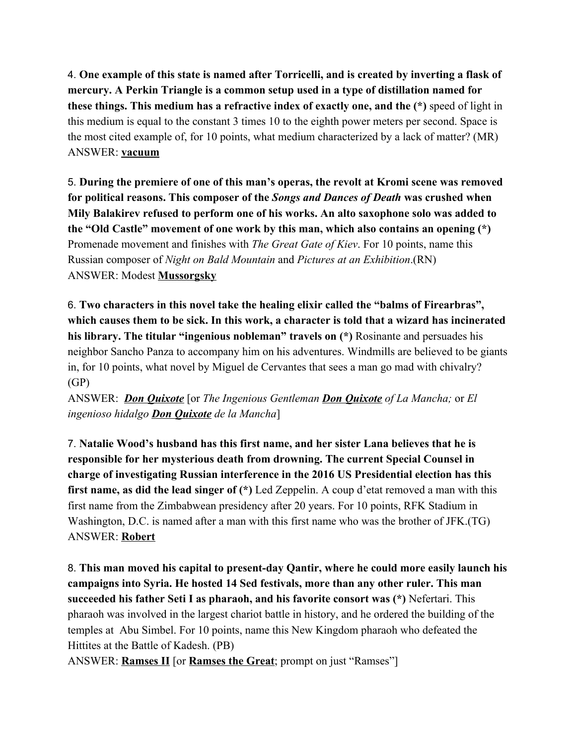4. **One example of this state is named after Torricelli, and is created by inverting a flask of mercury. A Perkin Triangle is a common setup used in a type of distillation named for these things. This medium has a refractive index of exactly one, and the (*)** speed of light in this medium is equal to the constant 3 times 10 to the eighth power meters per second. Space is the most cited example of, for 10 points, what medium characterized by a lack of matter? (MR)
ANSWER: **vacuum**

5. **During the premiere of one of this man's operas, the revolt at Kromi scene was removed for political reasons. This composer of the *Songs and Dances of Death* was crushed when Mily Balakirev refused to perform one of his works. An alto saxophone solo was added to the "Old Castle" movement of one work by this man, which also contains an opening (*)** Promenade movement and finishes with *The Great Gate of Kiev*. For 10 points, name this Russian composer of *Night on Bald Mountain* and *Pictures at an Exhibition*.(RN)
ANSWER: Modest **Mussorgsky**

6. **Two characters in this novel take the healing elixir called the "balms of Firearbras", which causes them to be sick. In this work, a character is told that a wizard has incinerated his library. The titular "ingenious nobleman" travels on (*)** Rosinante and persuades his neighbor Sancho Panza to accompany him on his adventures. Windmills are believed to be giants in, for 10 points, what novel by Miguel de Cervantes that sees a man go mad with chivalry? (GP)
ANSWER: ***Don Quixote*** [or *The Ingenious Gentleman **Don Quixote** of La Mancha;* or *El ingenioso hidalgo **Don Quixote** de la Mancha*]

7. **Natalie Wood's husband has this first name, and her sister Lana believes that he is responsible for her mysterious death from drowning. The current Special Counsel in charge of investigating Russian interference in the 2016 US Presidential election has this first name, as did the lead singer of (*)** Led Zeppelin. A coup d'etat removed a man with this first name from the Zimbabwean presidency after 20 years. For 10 points, RFK Stadium in Washington, D.C. is named after a man with this first name who was the brother of JFK.(TG)
ANSWER: **Robert**

8. **This man moved his capital to present-day Qantir, where he could more easily launch his campaigns into Syria. He hosted 14 Sed festivals, more than any other ruler. This man succeeded his father Seti I as pharaoh, and his favorite consort was (*)** Nefertari. This pharaoh was involved in the largest chariot battle in history, and he ordered the building of the temples at Abu Simbel. For 10 points, name this New Kingdom pharaoh who defeated the Hittites at the Battle of Kadesh. (PB)
ANSWER: **Ramses II** [or **Ramses the Great**; prompt on just "Ramses"]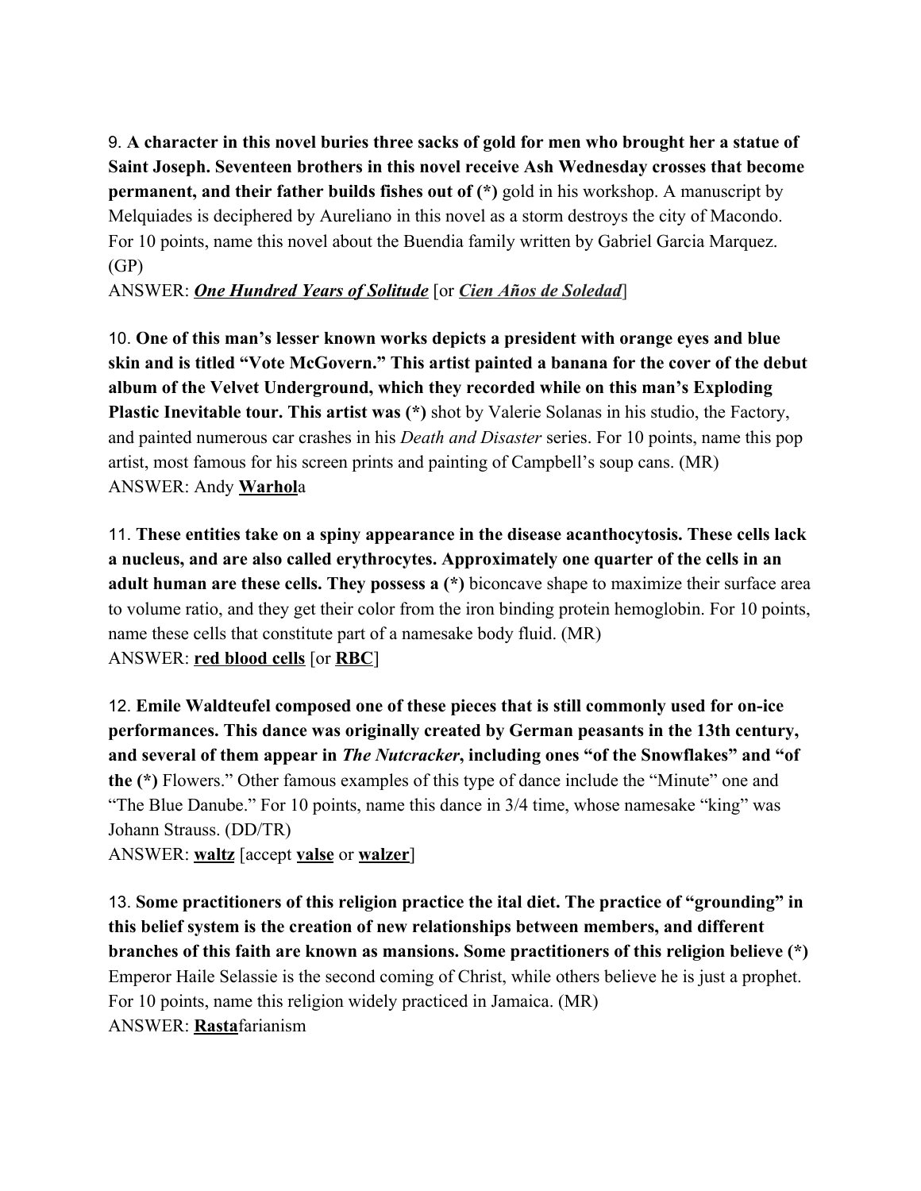9. **A character in this novel buries three sacks of gold for men who brought her a statue of Saint Joseph. Seventeen brothers in this novel receive Ash Wednesday crosses that become permanent, and their father builds fishes out of (*)** gold in his workshop. A manuscript by Melquiades is deciphered by Aureliano in this novel as a storm destroys the city of Macondo. For 10 points, name this novel about the Buendia family written by Gabriel Garcia Marquez. (GP)

ANSWER: ***One Hundred Years of Solitude*** [or ***Cien Años de Soledad***]

10. **One of this man's lesser known works depicts a president with orange eyes and blue skin and is titled "Vote McGovern." This artist painted a banana for the cover of the debut album of the Velvet Underground, which they recorded while on this man's Exploding Plastic Inevitable tour. This artist was (*)** shot by Valerie Solanas in his studio, the Factory, and painted numerous car crashes in his *Death and Disaster* series. For 10 points, name this pop artist, most famous for his screen prints and painting of Campbell's soup cans. (MR)

ANSWER: Andy **Warhol**a

11. **These entities take on a spiny appearance in the disease acanthocytosis. These cells lack a nucleus, and are also called erythrocytes. Approximately one quarter of the cells in an adult human are these cells. They possess a (*)** biconcave shape to maximize their surface area to volume ratio, and they get their color from the iron binding protein hemoglobin. For 10 points, name these cells that constitute part of a namesake body fluid. (MR)

ANSWER: **red blood cells** [or **RBC**]

12. **Emile Waldteufel composed one of these pieces that is still commonly used for on-ice performances. This dance was originally created by German peasants in the 13th century, and several of them appear in *The Nutcracker*, including ones "of the Snowflakes" and "of the (*)** Flowers." Other famous examples of this type of dance include the "Minute" one and "The Blue Danube." For 10 points, name this dance in 3/4 time, whose namesake "king" was Johann Strauss. (DD/TR)

ANSWER: **waltz** [accept **valse** or **walzer**]

13. **Some practitioners of this religion practice the ital diet. The practice of "grounding" in this belief system is the creation of new relationships between members, and different branches of this faith are known as mansions. Some practitioners of this religion believe (*)** Emperor Haile Selassie is the second coming of Christ, while others believe he is just a prophet. For 10 points, name this religion widely practiced in Jamaica. (MR)

ANSWER: **Rasta**farianism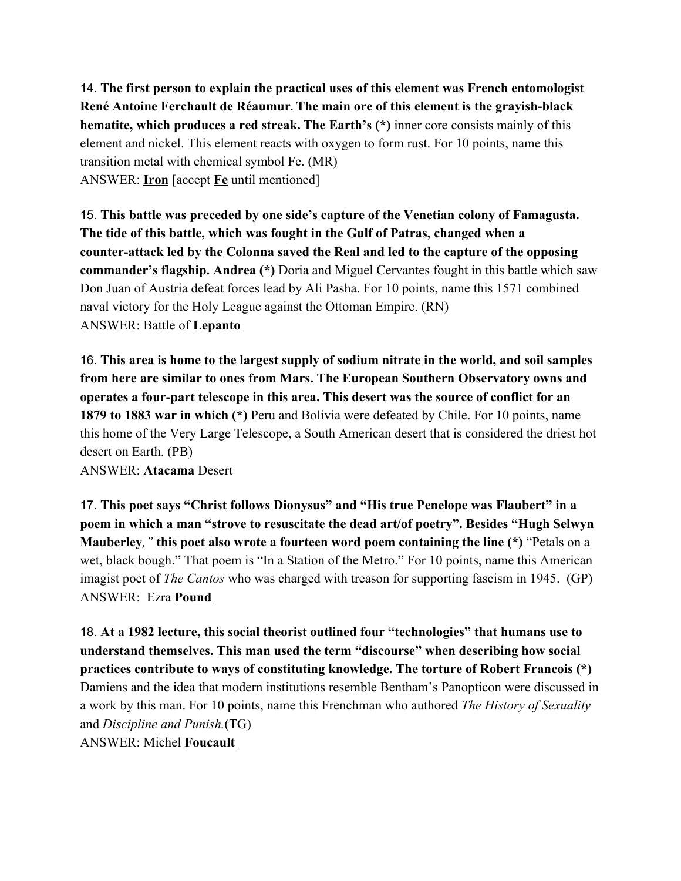14. **The first person to explain the practical uses of this element was French entomologist René Antoine Ferchault de Réaumur**. **The main ore of this element is the grayish-black hematite, which produces a red streak. The Earth's (*)** inner core consists mainly of this element and nickel. This element reacts with oxygen to form rust. For 10 points, name this transition metal with chemical symbol Fe. (MR)
ANSWER: **Iron** [accept **Fe** until mentioned]

15. **This battle was preceded by one side's capture of the Venetian colony of Famagusta. The tide of this battle, which was fought in the Gulf of Patras, changed when a counter-attack led by the Colonna saved the Real and led to the capture of the opposing commander's flagship. Andrea (*)** Doria and Miguel Cervantes fought in this battle which saw Don Juan of Austria defeat forces lead by Ali Pasha. For 10 points, name this 1571 combined naval victory for the Holy League against the Ottoman Empire. (RN)
ANSWER: Battle of **Lepanto**

16. **This area is home to the largest supply of sodium nitrate in the world, and soil samples from here are similar to ones from Mars. The European Southern Observatory owns and operates a four-part telescope in this area. This desert was the source of conflict for an 1879 to 1883 war in which (*)** Peru and Bolivia were defeated by Chile. For 10 points, name this home of the Very Large Telescope, a South American desert that is considered the driest hot desert on Earth. (PB)
ANSWER: **Atacama** Desert

17. **This poet says "Christ follows Dionysus" and "His true Penelope was Flaubert" in a poem in which a man "strove to resuscitate the dead art/of poetry". Besides "Hugh Selwyn Mauberley*,"* this poet also wrote a fourteen word poem containing the line (*)** "Petals on a wet, black bough." That poem is "In a Station of the Metro." For 10 points, name this American imagist poet of *The Cantos* who was charged with treason for supporting fascism in 1945. (GP)
ANSWER: Ezra **Pound**

18. **At a 1982 lecture, this social theorist outlined four "technologies" that humans use to understand themselves. This man used the term "discourse" when describing how social practices contribute to ways of constituting knowledge. The torture of Robert Francois (*)** Damiens and the idea that modern institutions resemble Bentham's Panopticon were discussed in a work by this man. For 10 points, name this Frenchman who authored *The History of Sexuality* and *Discipline and Punish.*(TG)
ANSWER: Michel **Foucault**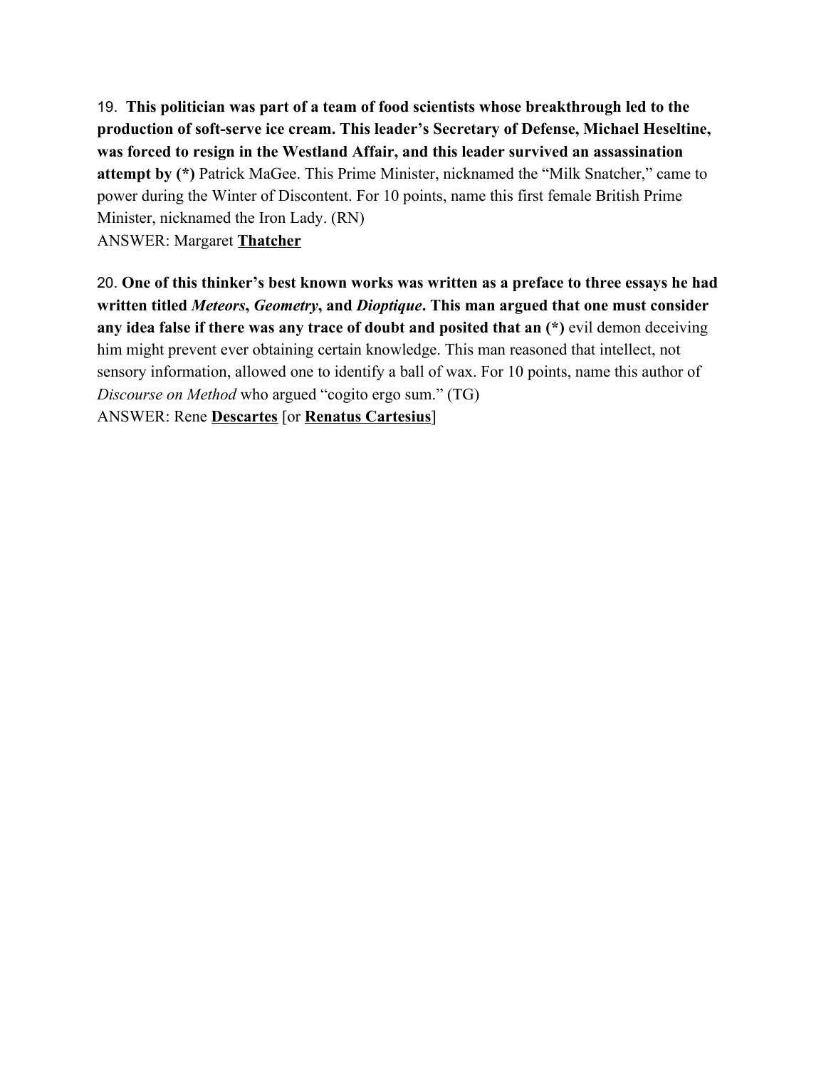19. **This politician was part of a team of food scientists whose breakthrough led to the production of soft-serve ice cream. This leader's Secretary of Defense, Michael Heseltine, was forced to resign in the Westland Affair, and this leader survived an assassination attempt by (*)** Patrick MaGee. This Prime Minister, nicknamed the "Milk Snatcher," came to power during the Winter of Discontent. For 10 points, name this first female British Prime Minister, nicknamed the Iron Lady. (RN)

ANSWER: Margaret **Thatcher**

20. **One of this thinker's best known works was written as a preface to three essays he had written titled *Meteors*, *Geometry*, and *Dioptique*. This man argued that one must consider any idea false if there was any trace of doubt and posited that an (*)** evil demon deceiving him might prevent ever obtaining certain knowledge. This man reasoned that intellect, not sensory information, allowed one to identify a ball of wax. For 10 points, name this author of *Discourse on Method* who argued "cogito ergo sum." (TG)

ANSWER: Rene **Descartes** [or **Renatus Cartesius**]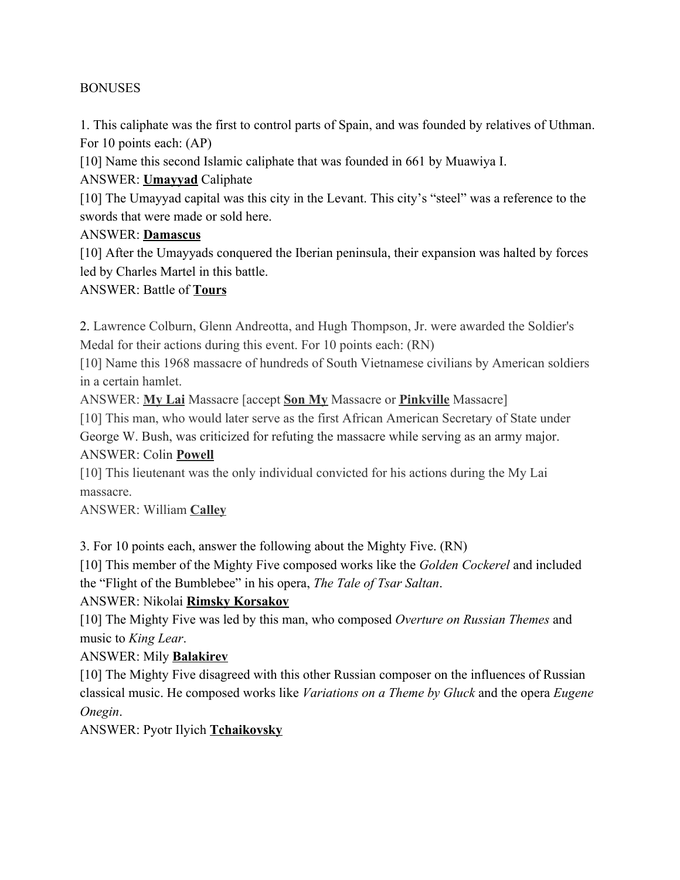BONUSES

1. This caliphate was the first to control parts of Spain, and was founded by relatives of Uthman. For 10 points each: (AP)

[10] Name this second Islamic caliphate that was founded in 661 by Muawiya I.

ANSWER: **<u>Umayyad</u>** Caliphate

[10] The Umayyad capital was this city in the Levant. This city's "steel" was a reference to the swords that were made or sold here.

ANSWER: **<u>Damascus</u>**

[10] After the Umayyads conquered the Iberian peninsula, their expansion was halted by forces led by Charles Martel in this battle.

ANSWER: Battle of **<u>Tours</u>**

2. Lawrence Colburn, Glenn Andreotta, and Hugh Thompson, Jr. were awarded the Soldier's Medal for their actions during this event. For 10 points each: (RN)

[10] Name this 1968 massacre of hundreds of South Vietnamese civilians by American soldiers in a certain hamlet.

ANSWER: **<u>My Lai</u>** Massacre [accept **<u>Son My</u>** Massacre or **<u>Pinkville</u>** Massacre]

[10] This man, who would later serve as the first African American Secretary of State under George W. Bush, was criticized for refuting the massacre while serving as an army major.

ANSWER: Colin **<u>Powell</u>**

[10] This lieutenant was the only individual convicted for his actions during the My Lai massacre.

ANSWER: William **<u>Calley</u>**

3. For 10 points each, answer the following about the Mighty Five. (RN)

[10] This member of the Mighty Five composed works like the *Golden Cockerel* and included the "Flight of the Bumblebee" in his opera, *The Tale of Tsar Saltan*.

ANSWER: Nikolai **<u>Rimsky Korsakov</u>**

[10] The Mighty Five was led by this man, who composed *Overture on Russian Themes* and music to *King Lear*.

ANSWER: Mily **<u>Balakirev</u>**

[10] The Mighty Five disagreed with this other Russian composer on the influences of Russian classical music. He composed works like *Variations on a Theme by Gluck* and the opera *Eugene Onegin*.

ANSWER: Pyotr Ilyich **<u>Tchaikovsky</u>**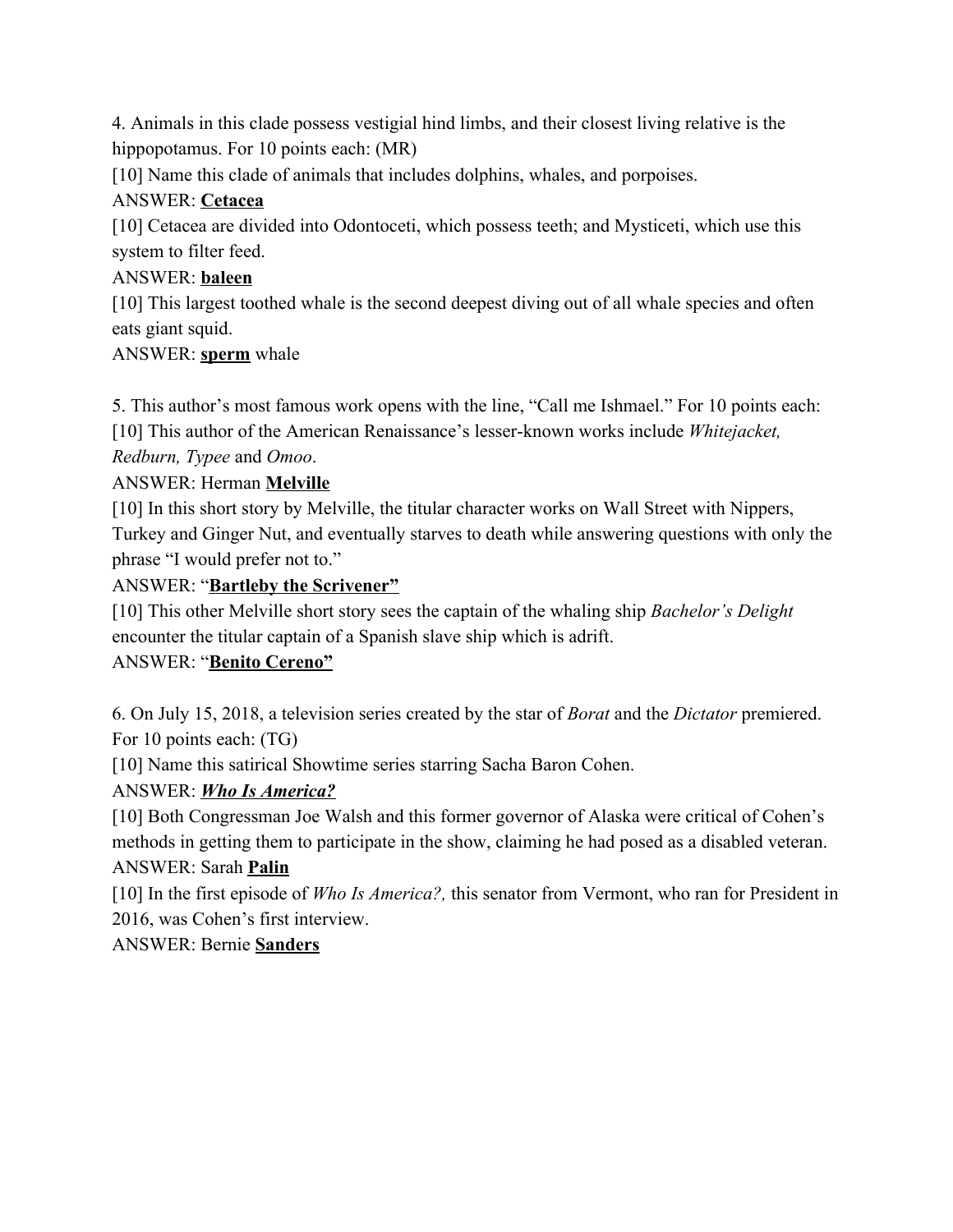4. Animals in this clade possess vestigial hind limbs, and their closest living relative is the hippopotamus. For 10 points each: (MR)

[10] Name this clade of animals that includes dolphins, whales, and porpoises.

ANSWER: **<u>Cetacea</u>**

[10] Cetacea are divided into Odontoceti, which possess teeth; and Mysticeti, which use this system to filter feed.

ANSWER: **<u>baleen</u>**

[10] This largest toothed whale is the second deepest diving out of all whale species and often eats giant squid.

ANSWER: **<u>sperm</u>** whale

5. This author's most famous work opens with the line, "Call me Ishmael." For 10 points each:

[10] This author of the American Renaissance's lesser-known works include *Whitejacket, Redburn, Typee* and *Omoo*.

ANSWER: Herman **<u>Melville</u>**

[10] In this short story by Melville, the titular character works on Wall Street with Nippers, Turkey and Ginger Nut, and eventually starves to death while answering questions with only the phrase "I would prefer not to."

ANSWER: "**<u>Bartleby the Scrivener"</u>**

[10] This other Melville short story sees the captain of the whaling ship *Bachelor's Delight* encounter the titular captain of a Spanish slave ship which is adrift.

ANSWER: "**<u>Benito Cereno"</u>**

6. On July 15, 2018, a television series created by the star of *Borat* and the *Dictator* premiered. For 10 points each: (TG)

[10] Name this satirical Showtime series starring Sacha Baron Cohen.

ANSWER: ***<u>Who Is America?</u>***

[10] Both Congressman Joe Walsh and this former governor of Alaska were critical of Cohen's methods in getting them to participate in the show, claiming he had posed as a disabled veteran.

ANSWER: Sarah **<u>Palin</u>**

[10] In the first episode of *Who Is America?,* this senator from Vermont, who ran for President in 2016, was Cohen's first interview.

ANSWER: Bernie **<u>Sanders</u>**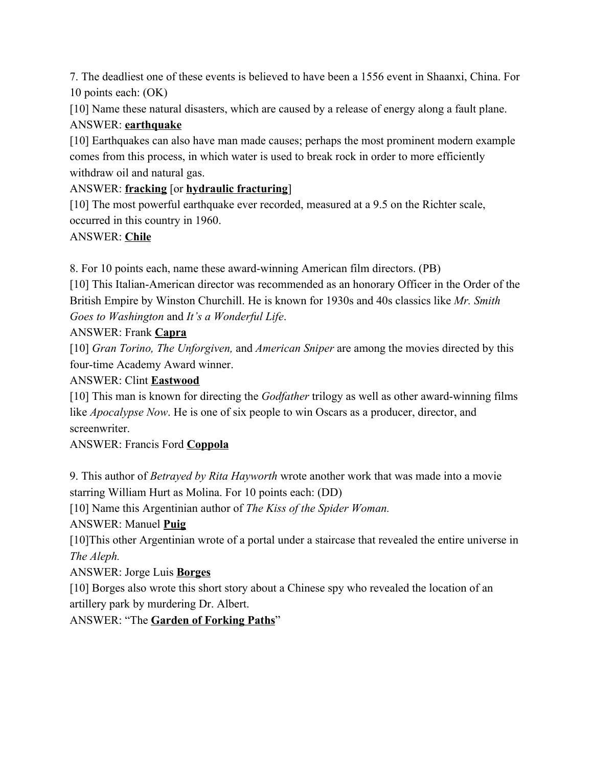7. The deadliest one of these events is believed to have been a 1556 event in Shaanxi, China. For 10 points each: (OK)

[10] Name these natural disasters, which are caused by a release of energy along a fault plane.

ANSWER: **earthquake**

[10] Earthquakes can also have man made causes; perhaps the most prominent modern example comes from this process, in which water is used to break rock in order to more efficiently withdraw oil and natural gas.

ANSWER: **fracking** [or **hydraulic fracturing**]

[10] The most powerful earthquake ever recorded, measured at a 9.5 on the Richter scale, occurred in this country in 1960.

ANSWER: **Chile**

8. For 10 points each, name these award-winning American film directors. (PB)

[10] This Italian-American director was recommended as an honorary Officer in the Order of the British Empire by Winston Churchill. He is known for 1930s and 40s classics like *Mr. Smith Goes to Washington* and *It's a Wonderful Life*.

ANSWER: Frank **Capra**

[10] *Gran Torino, The Unforgiven,* and *American Sniper* are among the movies directed by this four-time Academy Award winner.

ANSWER: Clint **Eastwood**

[10] This man is known for directing the *Godfather* trilogy as well as other award-winning films like *Apocalypse Now*. He is one of six people to win Oscars as a producer, director, and screenwriter.

ANSWER: Francis Ford **Coppola**

9. This author of *Betrayed by Rita Hayworth* wrote another work that was made into a movie starring William Hurt as Molina. For 10 points each: (DD)

[10] Name this Argentinian author of *The Kiss of the Spider Woman.*

ANSWER: Manuel **Puig**

[10]This other Argentinian wrote of a portal under a staircase that revealed the entire universe in *The Aleph.*

ANSWER: Jorge Luis **Borges**

[10] Borges also wrote this short story about a Chinese spy who revealed the location of an artillery park by murdering Dr. Albert.

ANSWER: "The **Garden of Forking Paths**"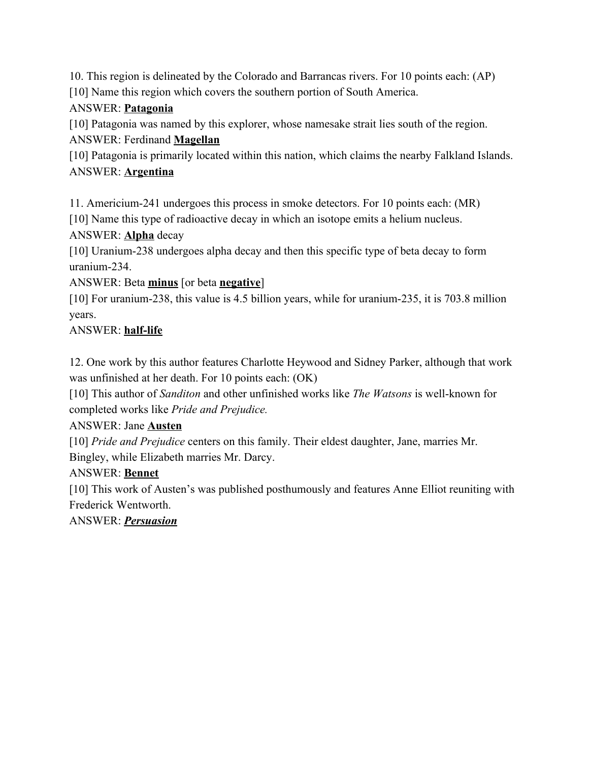10. This region is delineated by the Colorado and Barrancas rivers. For 10 points each: (AP)

[10] Name this region which covers the southern portion of South America.

ANSWER: **Patagonia**

[10] Patagonia was named by this explorer, whose namesake strait lies south of the region.

ANSWER: Ferdinand **Magellan**

[10] Patagonia is primarily located within this nation, which claims the nearby Falkland Islands.

ANSWER: **Argentina**

11. Americium-241 undergoes this process in smoke detectors. For 10 points each: (MR)

[10] Name this type of radioactive decay in which an isotope emits a helium nucleus.

ANSWER: **Alpha** decay

[10] Uranium-238 undergoes alpha decay and then this specific type of beta decay to form uranium-234.

ANSWER: Beta **minus** [or beta **negative**]

[10] For uranium-238, this value is 4.5 billion years, while for uranium-235, it is 703.8 million years.

ANSWER: **half-life**

12. One work by this author features Charlotte Heywood and Sidney Parker, although that work was unfinished at her death. For 10 points each: (OK)

[10] This author of *Sanditon* and other unfinished works like *The Watsons* is well-known for completed works like *Pride and Prejudice.*

ANSWER: Jane **Austen**

[10] *Pride and Prejudice* centers on this family. Their eldest daughter, Jane, marries Mr. Bingley, while Elizabeth marries Mr. Darcy.

ANSWER: **Bennet**

[10] This work of Austen's was published posthumously and features Anne Elliot reuniting with Frederick Wentworth.

ANSWER: ***Persuasion***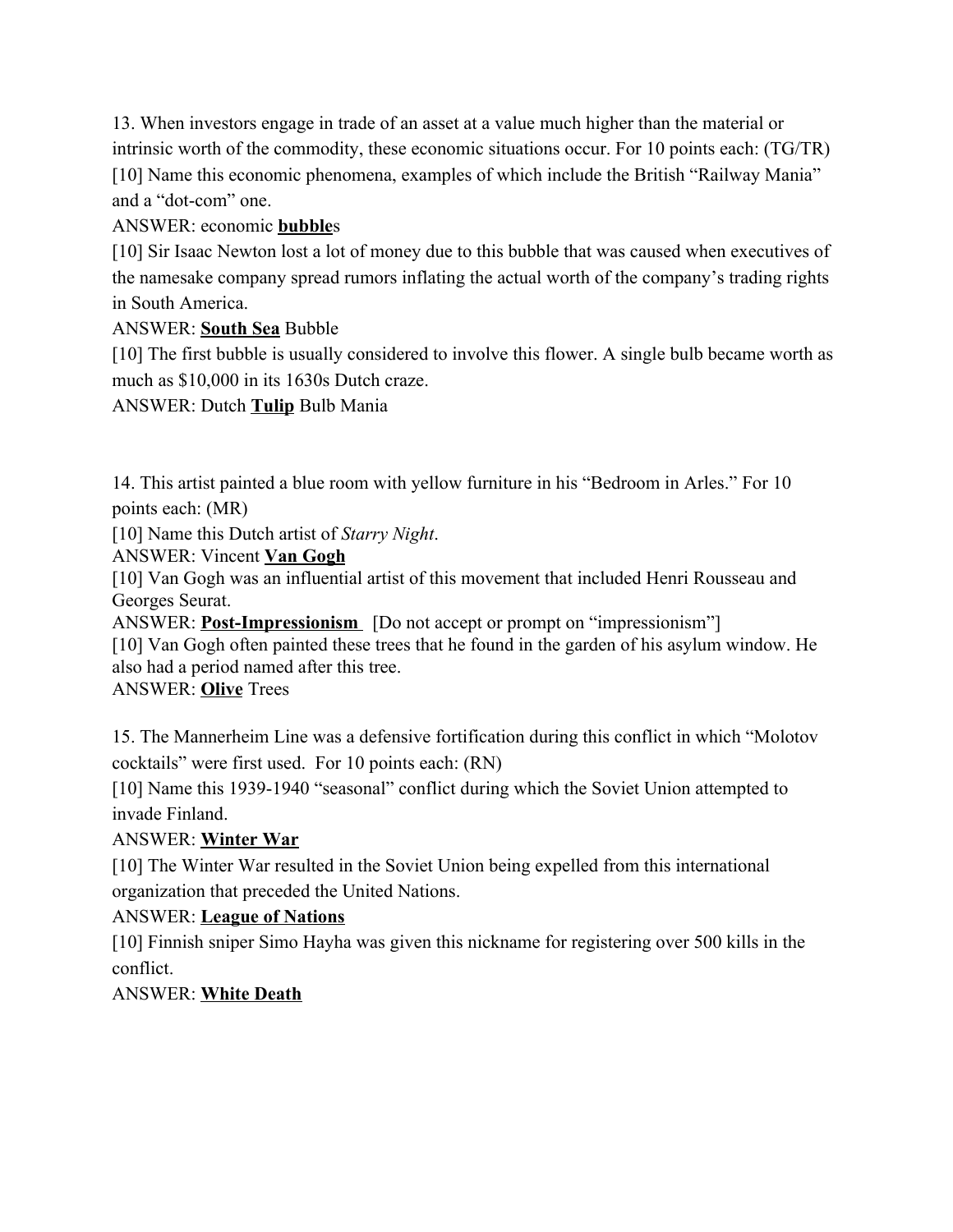13. When investors engage in trade of an asset at a value much higher than the material or intrinsic worth of the commodity, these economic situations occur. For 10 points each: (TG/TR)

[10] Name this economic phenomena, examples of which include the British "Railway Mania" and a "dot-com" one.

ANSWER: economic **bubble**s

[10] Sir Isaac Newton lost a lot of money due to this bubble that was caused when executives of the namesake company spread rumors inflating the actual worth of the company's trading rights in South America.

ANSWER: **South Sea** Bubble

[10] The first bubble is usually considered to involve this flower. A single bulb became worth as much as $10,000 in its 1630s Dutch craze.

ANSWER: Dutch **Tulip** Bulb Mania

14. This artist painted a blue room with yellow furniture in his "Bedroom in Arles." For 10 points each: (MR)

[10] Name this Dutch artist of *Starry Night*.

ANSWER: Vincent **Van Gogh**

[10] Van Gogh was an influential artist of this movement that included Henri Rousseau and Georges Seurat.

ANSWER: **Post-Impressionism** [Do not accept or prompt on "impressionism"]

[10] Van Gogh often painted these trees that he found in the garden of his asylum window. He also had a period named after this tree.

ANSWER: **Olive** Trees

15. The Mannerheim Line was a defensive fortification during this conflict in which "Molotov cocktails" were first used. For 10 points each: (RN)

[10] Name this 1939-1940 "seasonal" conflict during which the Soviet Union attempted to invade Finland.

ANSWER: **Winter War**

[10] The Winter War resulted in the Soviet Union being expelled from this international organization that preceded the United Nations.

ANSWER: **League of Nations**

[10] Finnish sniper Simo Hayha was given this nickname for registering over 500 kills in the conflict.

ANSWER: **White Death**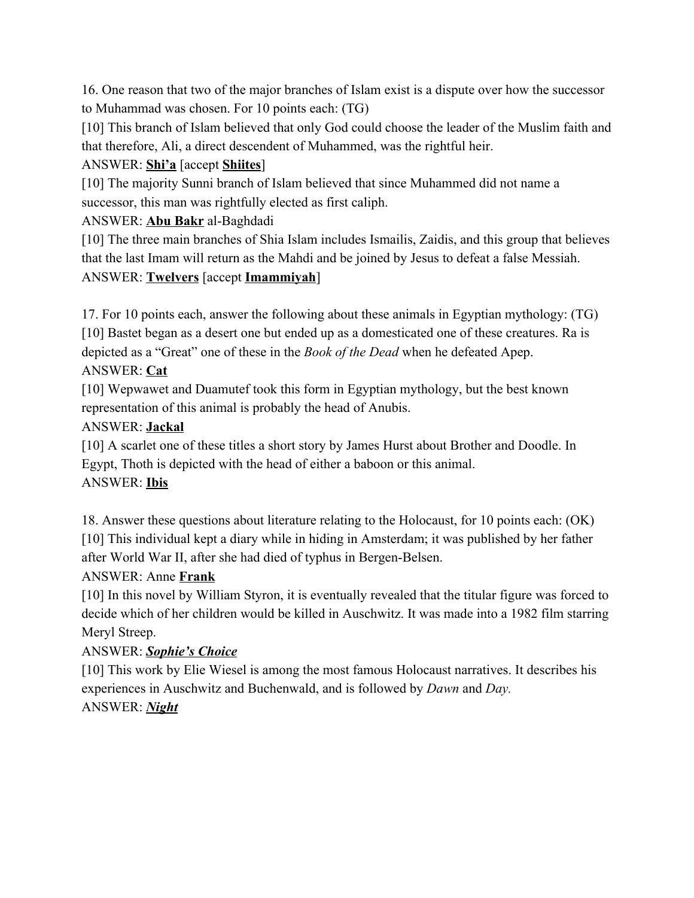16. One reason that two of the major branches of Islam exist is a dispute over how the successor to Muhammad was chosen. For 10 points each: (TG)

[10] This branch of Islam believed that only God could choose the leader of the Muslim faith and that therefore, Ali, a direct descendent of Muhammed, was the rightful heir.

ANSWER: **Shi'a** [accept **Shiites**]

[10] The majority Sunni branch of Islam believed that since Muhammed did not name a successor, this man was rightfully elected as first caliph.

ANSWER: **Abu Bakr** al-Baghdadi

[10] The three main branches of Shia Islam includes Ismailis, Zaidis, and this group that believes that the last Imam will return as the Mahdi and be joined by Jesus to defeat a false Messiah.

ANSWER: **Twelvers** [accept **Imammiyah**]

17. For 10 points each, answer the following about these animals in Egyptian mythology: (TG)

[10] Bastet began as a desert one but ended up as a domesticated one of these creatures. Ra is depicted as a "Great" one of these in the *Book of the Dead* when he defeated Apep.

ANSWER: **Cat**

[10] Wepwawet and Duamutef took this form in Egyptian mythology, but the best known representation of this animal is probably the head of Anubis.

ANSWER: **Jackal**

[10] A scarlet one of these titles a short story by James Hurst about Brother and Doodle. In Egypt, Thoth is depicted with the head of either a baboon or this animal.

ANSWER: **Ibis**

18. Answer these questions about literature relating to the Holocaust, for 10 points each: (OK)

[10] This individual kept a diary while in hiding in Amsterdam; it was published by her father after World War II, after she had died of typhus in Bergen-Belsen.

ANSWER: Anne **Frank**

[10] In this novel by William Styron, it is eventually revealed that the titular figure was forced to decide which of her children would be killed in Auschwitz. It was made into a 1982 film starring Meryl Streep.

ANSWER: ***Sophie's Choice***

[10] This work by Elie Wiesel is among the most famous Holocaust narratives. It describes his experiences in Auschwitz and Buchenwald, and is followed by *Dawn* and *Day.*

ANSWER: ***Night***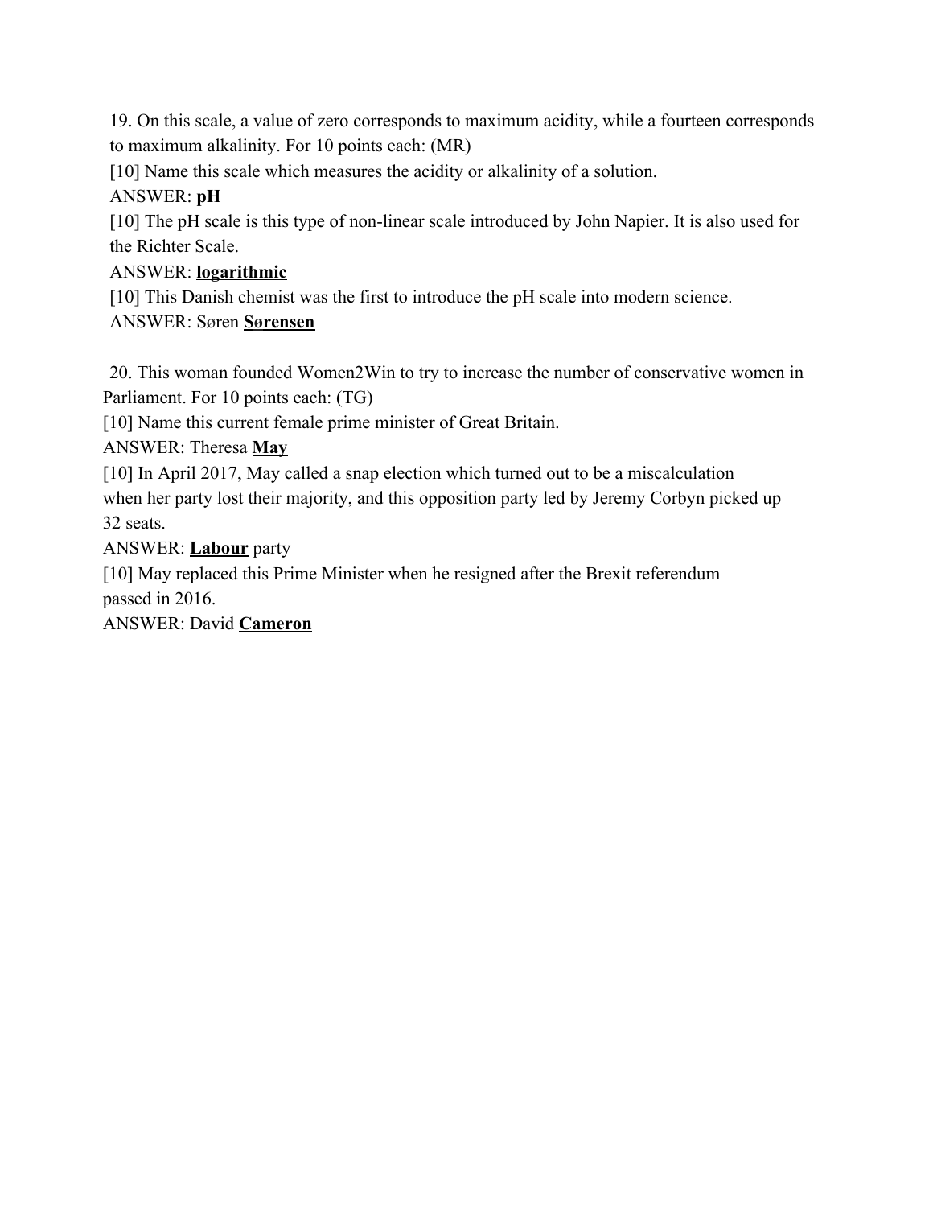19. On this scale, a value of zero corresponds to maximum acidity, while a fourteen corresponds to maximum alkalinity. For 10 points each: (MR)

[10] Name this scale which measures the acidity or alkalinity of a solution.

ANSWER: **pH**

[10] The pH scale is this type of non-linear scale introduced by John Napier. It is also used for the Richter Scale.

ANSWER: **logarithmic**

[10] This Danish chemist was the first to introduce the pH scale into modern science.

ANSWER: Søren **Sørensen**

20. This woman founded Women2Win to try to increase the number of conservative women in Parliament. For 10 points each: (TG)

[10] Name this current female prime minister of Great Britain.

ANSWER: Theresa **May**

[10] In April 2017, May called a snap election which turned out to be a miscalculation when her party lost their majority, and this opposition party led by Jeremy Corbyn picked up 32 seats.

ANSWER: **Labour** party

[10] May replaced this Prime Minister when he resigned after the Brexit referendum passed in 2016.

ANSWER: David **Cameron**